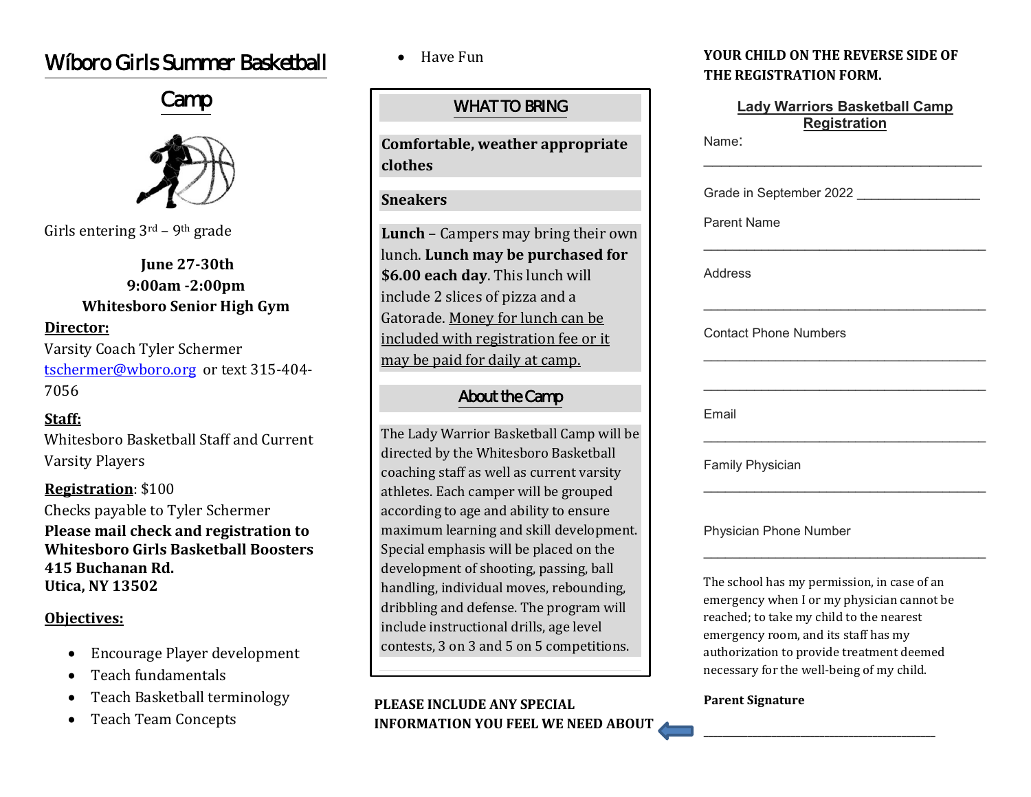# Wíboro Girls Summer Basketball Camp

Girls entering 3rd – 9th grade

**June 27-30th**
**9:00am -2:00pm**
**Whitesboro Senior High Gym**

**Director:**
Varsity Coach Tyler Schermer
tschermer@wboro.org or text 315-404-7056

**Staff:**
Whitesboro Basketball Staff and Current Varsity Players

**Registration**: $100
Checks payable to Tyler Schermer
**Please mail check and registration to Whitesboro Girls Basketball Boosters**
**415 Buchanan Rd.**
**Utica, NY 13502**

**Objectives:**

- Encourage Player development
- Teach fundamentals
- Teach Basketball terminology
- Teach Team Concepts
- Have Fun

## WHAT TO BRING

**Comfortable, weather appropriate clothes**

**Sneakers**

**Lunch** – Campers may bring their own lunch. **Lunch may be purchased for $6.00 each day**. This lunch will include 2 slices of pizza and a Gatorade. Money for lunch can be included with registration fee or it may be paid for daily at camp.

## About the Camp

The Lady Warrior Basketball Camp will be directed by the Whitesboro Basketball coaching staff as well as current varsity athletes. Each camper will be grouped according to age and ability to ensure maximum learning and skill development. Special emphasis will be placed on the development of shooting, passing, ball handling, individual moves, rebounding, dribbling and defense. The program will include instructional drills, age level contests, 3 on 3 and 5 on 5 competitions.

**PLEASE INCLUDE ANY SPECIAL INFORMATION YOU FEEL WE NEED ABOUT YOUR CHILD ON THE REVERSE SIDE OF THE REGISTRATION FORM.**

## Lady Warriors Basketball Camp Registration

Name: ______________________________________

Grade in September 2022 _______________

Parent Name ______________________________________

Address ______________________________________

Contact Phone Numbers ______________________________________

______________________________________

Email ______________________________________

Family Physician ______________________________________

Physician Phone Number ______________________________________

The school has my permission, in case of an emergency when I or my physician cannot be reached; to take my child to the nearest emergency room, and its staff has my authorization to provide treatment deemed necessary for the well-being of my child.

**Parent Signature**

______________________________________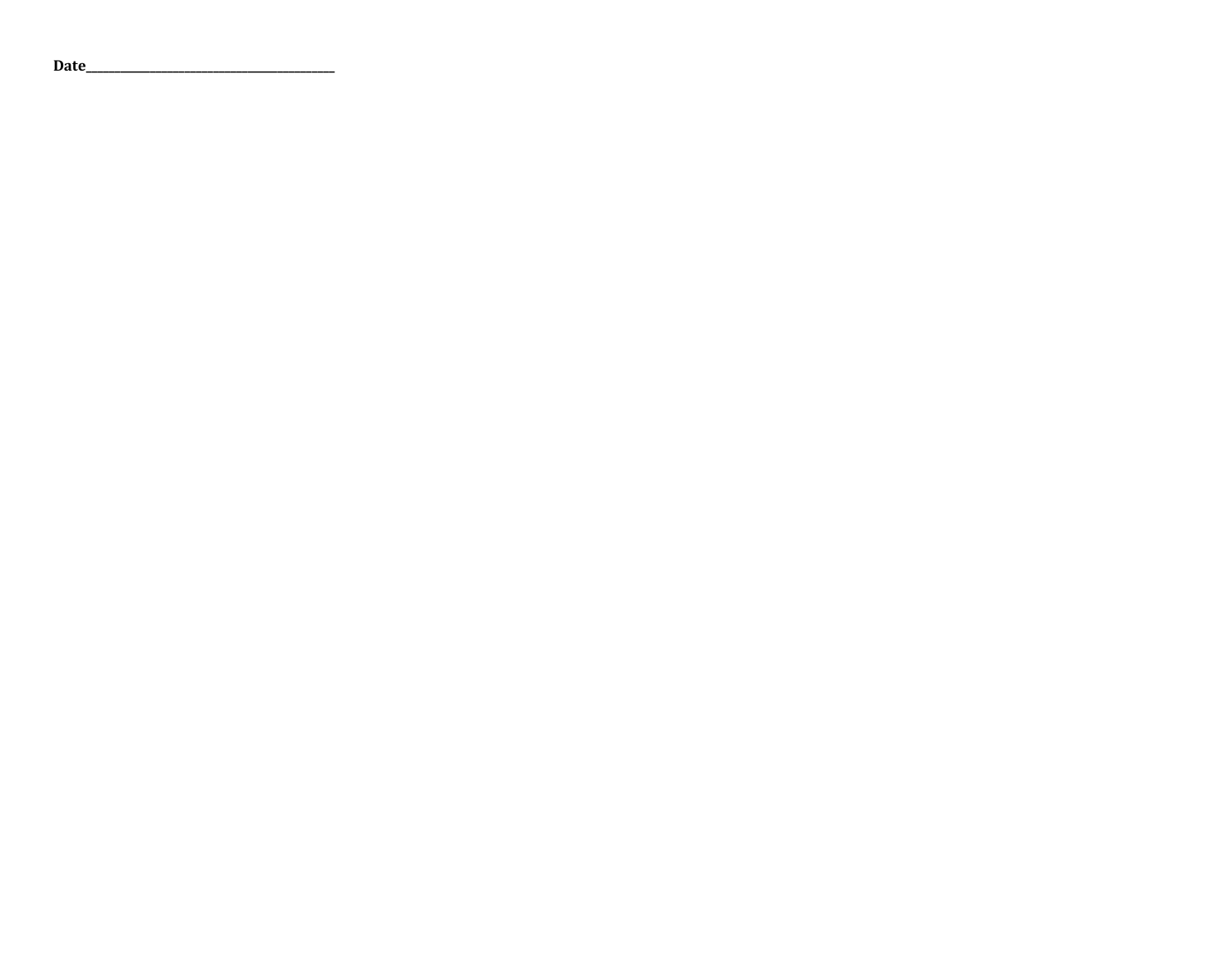**Date**___________________________________